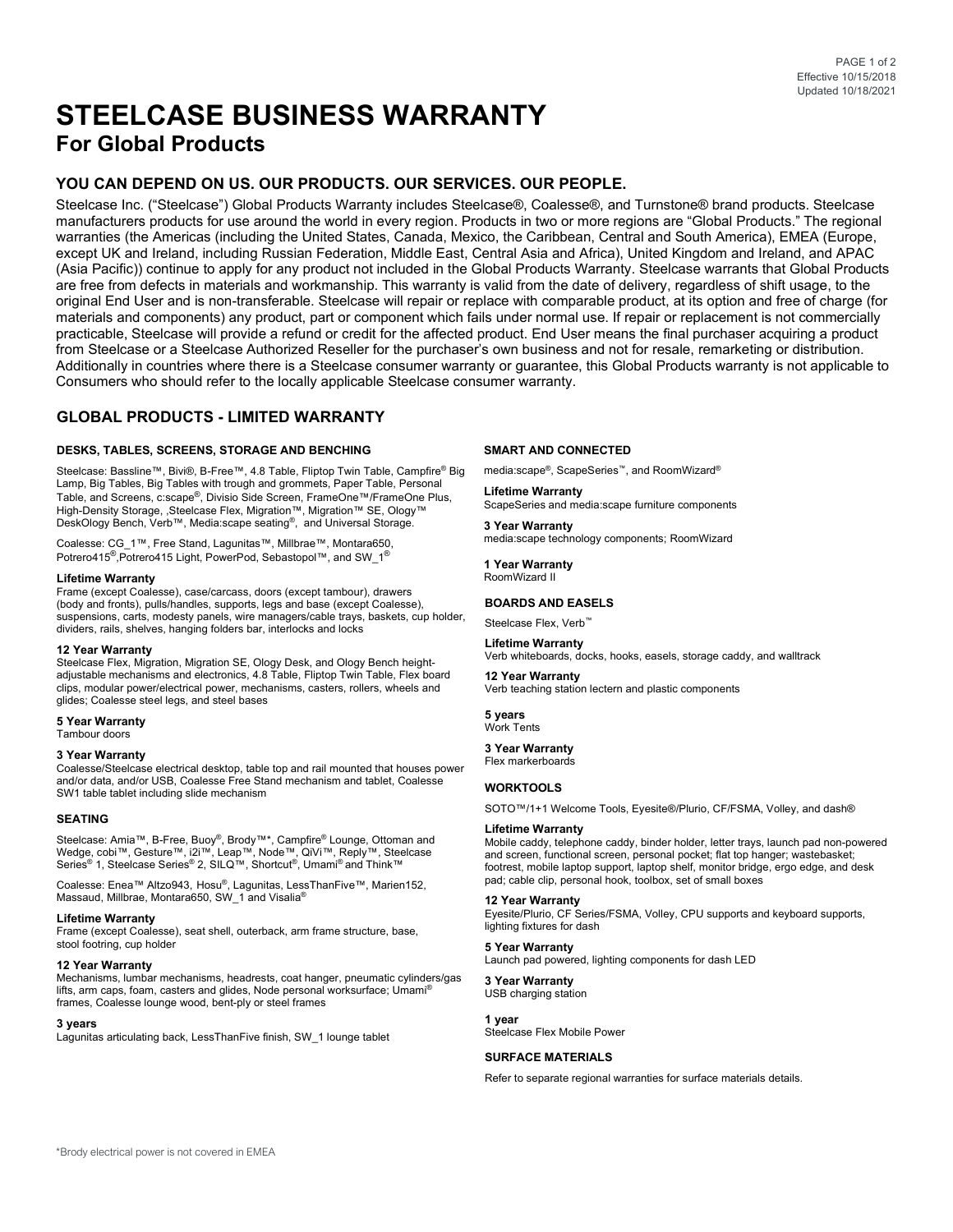Effective 10/15/2018
Updated 10/18/2021

# STEELCASE BUSINESS WARRANTY

## For Global Products

### YOU CAN DEPEND ON US. OUR PRODUCTS. OUR SERVICES. OUR PEOPLE.

Steelcase Inc. ("Steelcase") Global Products Warranty includes Steelcase®, Coalesse®, and Turnstone® brand products. Steelcase manufacturers products for use around the world in every region. Products in two or more regions are "Global Products." The regional warranties (the Americas (including the United States, Canada, Mexico, the Caribbean, Central and South America), EMEA (Europe, except UK and Ireland, including Russian Federation, Middle East, Central Asia and Africa), United Kingdom and Ireland, and APAC (Asia Pacific)) continue to apply for any product not included in the Global Products Warranty. Steelcase warrants that Global Products are free from defects in materials and workmanship. This warranty is valid from the date of delivery, regardless of shift usage, to the original End User and is non-transferable. Steelcase will repair or replace with comparable product, at its option and free of charge (for materials and components) any product, part or component which fails under normal use. If repair or replacement is not commercially practicable, Steelcase will provide a refund or credit for the affected product. End User means the final purchaser acquiring a product from Steelcase or a Steelcase Authorized Reseller for the purchaser's own business and not for resale, remarketing or distribution. Additionally in countries where there is a Steelcase consumer warranty or guarantee, this Global Products warranty is not applicable to Consumers who should refer to the locally applicable Steelcase consumer warranty.

### GLOBAL PRODUCTS - LIMITED WARRANTY

#### DESKS, TABLES, SCREENS, STORAGE AND BENCHING

Steelcase: Bassline™, Bivi®, B-Free™, 4.8 Table, Fliptop Twin Table, Campfire® Big Lamp, Big Tables, Big Tables with trough and grommets, Paper Table, Personal Table, and Screens, c:scape®, Divisio Side Screen, FrameOne™/FrameOne Plus, High-Density Storage, ,Steelcase Flex, Migration™, Migration™ SE, Ology™ DeskOlogy Bench, Verb™, Media:scape seating®, and Universal Storage.

Coalesse: CG_1™, Free Stand, Lagunitas™, Millbrae™, Montara650, Potrero415®,Potrero415 Light, PowerPod, Sebastopol™, and SW_1®

**Lifetime Warranty**
Frame (except Coalesse), case/carcass, doors (except tambour), drawers (body and fronts), pulls/handles, supports, legs and base (except Coalesse), suspensions, carts, modesty panels, wire managers/cable trays, baskets, cup holder, dividers, rails, shelves, hanging folders bar, interlocks and locks

**12 Year Warranty**
Steelcase Flex, Migration, Migration SE, Ology Desk, and Ology Bench height-adjustable mechanisms and electronics, 4.8 Table, Fliptop Twin Table, Flex board clips, modular power/electrical power, mechanisms, casters, rollers, wheels and glides; Coalesse steel legs, and steel bases

**5 Year Warranty**
Tambour doors

**3 Year Warranty**
Coalesse/Steelcase electrical desktop, table top and rail mounted that houses power and/or data, and/or USB, Coalesse Free Stand mechanism and tablet, Coalesse SW1 table tablet including slide mechanism

#### SEATING

Steelcase: Amia™, B-Free, Buoy®, Brody™*, Campfire® Lounge, Ottoman and Wedge, cobi™, Gesture™, i2i™, Leap™, Node™, QiVi™, Reply™, Steelcase Series® 1, Steelcase Series® 2, SILQ™, Shortcut®, Umami® and Think™

Coalesse: Enea™ Altzo943, Hosu®, Lagunitas, LessThanFive™, Marien152, Massaud, Millbrae, Montara650, SW_1 and Visalia®

**Lifetime Warranty**
Frame (except Coalesse), seat shell, outerback, arm frame structure, base, stool footring, cup holder

**12 Year Warranty**
Mechanisms, lumbar mechanisms, headrests, coat hanger, pneumatic cylinders/gas lifts, arm caps, foam, casters and glides, Node personal worksurface; Umami® frames, Coalesse lounge wood, bent-ply or steel frames

**3 years**
Lagunitas articulating back, LessThanFive finish, SW_1 lounge tablet

#### SMART AND CONNECTED

media:scape®, ScapeSeries™, and RoomWizard®

**Lifetime Warranty**
ScapeSeries and media:scape furniture components

**3 Year Warranty**
media:scape technology components; RoomWizard

**1 Year Warranty**
RoomWizard II

#### BOARDS AND EASELS

Steelcase Flex, Verb™

**Lifetime Warranty**
Verb whiteboards, docks, hooks, easels, storage caddy, and walltrack

**12 Year Warranty**
Verb teaching station lectern and plastic components

**5 years**
Work Tents

**3 Year Warranty**
Flex markerboards

#### WORKTOOLS

SOTO™/1+1 Welcome Tools, Eyesite®/Plurio, CF/FSMA, Volley, and dash®

**Lifetime Warranty**
Mobile caddy, telephone caddy, binder holder, letter trays, launch pad non-powered and screen, functional screen, personal pocket; flat top hanger; wastebasket; footrest, mobile laptop support, laptop shelf, monitor bridge, ergo edge, and desk pad; cable clip, personal hook, toolbox, set of small boxes

**12 Year Warranty**
Eyesite/Plurio, CF Series/FSMA, Volley, CPU supports and keyboard supports, lighting fixtures for dash

**5 Year Warranty**
Launch pad powered, lighting components for dash LED

**3 Year Warranty**
USB charging station

**1 year**
Steelcase Flex Mobile Power

#### SURFACE MATERIALS

Refer to separate regional warranties for surface materials details.

*Brody electrical power is not covered in EMEA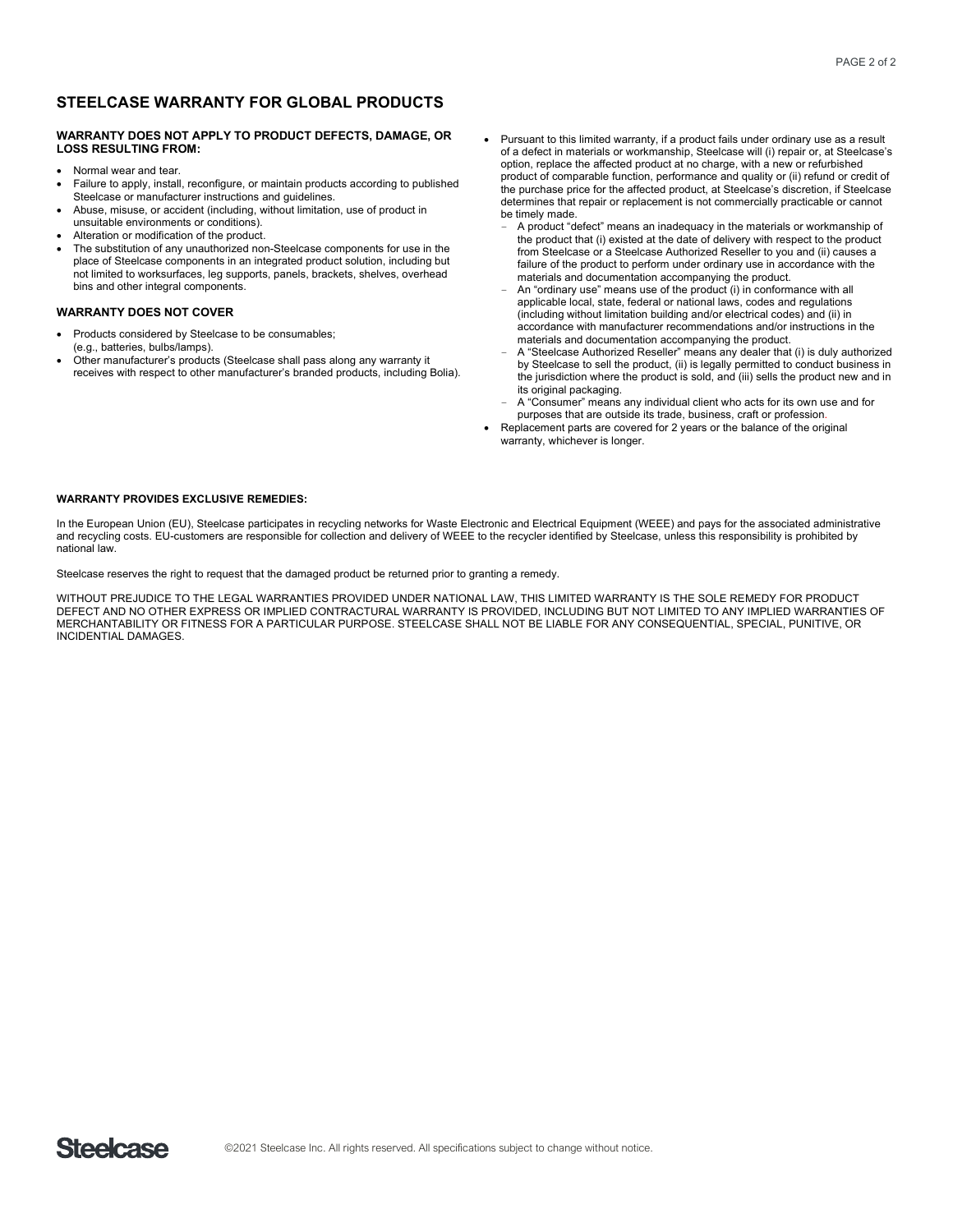## STEELCASE WARRANTY FOR GLOBAL PRODUCTS

**WARRANTY DOES NOT APPLY TO PRODUCT DEFECTS, DAMAGE, OR LOSS RESULTING FROM:**

- Normal wear and tear.
- Failure to apply, install, reconfigure, or maintain products according to published Steelcase or manufacturer instructions and guidelines.
- Abuse, misuse, or accident (including, without limitation, use of product in unsuitable environments or conditions).
- Alteration or modification of the product.
- The substitution of any unauthorized non-Steelcase components for use in the place of Steelcase components in an integrated product solution, including but not limited to worksurfaces, leg supports, panels, brackets, shelves, overhead bins and other integral components.

**WARRANTY DOES NOT COVER**

- Products considered by Steelcase to be consumables; (e.g., batteries, bulbs/lamps).
- Other manufacturer's products (Steelcase shall pass along any warranty it receives with respect to other manufacturer's branded products, including Bolia).

- Pursuant to this limited warranty, if a product fails under ordinary use as a result of a defect in materials or workmanship, Steelcase will (i) repair or, at Steelcase's option, replace the affected product at no charge, with a new or refurbished product of comparable function, performance and quality or (ii) refund or credit of the purchase price for the affected product, at Steelcase's discretion, if Steelcase determines that repair or replacement is not commercially practicable or cannot be timely made.
  - A product "defect" means an inadequacy in the materials or workmanship of the product that (i) existed at the date of delivery with respect to the product from Steelcase or a Steelcase Authorized Reseller to you and (ii) causes a failure of the product to perform under ordinary use in accordance with the materials and documentation accompanying the product.
  - An "ordinary use" means use of the product (i) in conformance with all applicable local, state, federal or national laws, codes and regulations (including without limitation building and/or electrical codes) and (ii) in accordance with manufacturer recommendations and/or instructions in the materials and documentation accompanying the product.
  - A "Steelcase Authorized Reseller" means any dealer that (i) is duly authorized by Steelcase to sell the product, (ii) is legally permitted to conduct business in the jurisdiction where the product is sold, and (iii) sells the product new and in its original packaging.
  - A "Consumer" means any individual client who acts for its own use and for purposes that are outside its trade, business, craft or profession.
- Replacement parts are covered for 2 years or the balance of the original warranty, whichever is longer.

**WARRANTY PROVIDES EXCLUSIVE REMEDIES:**

In the European Union (EU), Steelcase participates in recycling networks for Waste Electronic and Electrical Equipment (WEEE) and pays for the associated administrative and recycling costs. EU-customers are responsible for collection and delivery of WEEE to the recycler identified by Steelcase, unless this responsibility is prohibited by national law.

Steelcase reserves the right to request that the damaged product be returned prior to granting a remedy.

WITHOUT PREJUDICE TO THE LEGAL WARRANTIES PROVIDED UNDER NATIONAL LAW, THIS LIMITED WARRANTY IS THE SOLE REMEDY FOR PRODUCT DEFECT AND NO OTHER EXPRESS OR IMPLIED CONTRACTURAL WARRANTY IS PROVIDED, INCLUDING BUT NOT LIMITED TO ANY IMPLIED WARRANTIES OF MERCHANTABILITY OR FITNESS FOR A PARTICULAR PURPOSE. STEELCASE SHALL NOT BE LIABLE FOR ANY CONSEQUENTIAL, SPECIAL, PUNITIVE, OR INCIDENTIAL DAMAGES.

Steelcase

©2021 Steelcase Inc. All rights reserved. All specifications subject to change without notice.